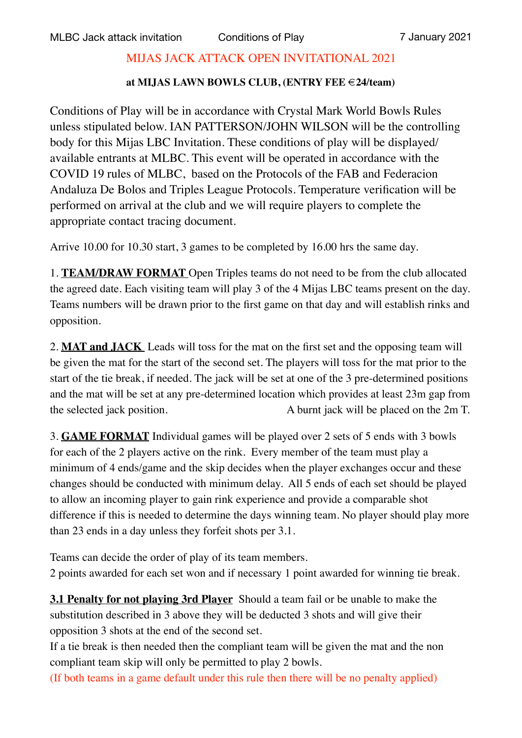# MIJAS JACK ATTACK OPEN INVITATIONAL 2021

**at MIJAS LAWN BOWLS CLUB, (ENTRY FEE €24/team)**

Conditions of Play will be in accordance with Crystal Mark World Bowls Rules unless stipulated below. IAN PATTERSON/JOHN WILSON will be the controlling body for this Mijas LBC Invitation. These conditions of play will be displayed/ available entrants at MLBC. This event will be operated in accordance with the COVID 19 rules of MLBC, based on the Protocols of the FAB and Federacion Andaluza De Bolos and Triples League Protocols. Temperature verification will be performed on arrival at the club and we will require players to complete the appropriate contact tracing document.

Arrive 10.00 for 10.30 start, 3 games to be completed by 16.00 hrs the same day.

1. **TEAM/DRAW FORMAT** Open Triples teams do not need to be from the club allocated the agreed date. Each visiting team will play 3 of the 4 Mijas LBC teams present on the day. Teams numbers will be drawn prior to the first game on that day and will establish rinks and opposition.

2. **MAT and JACK** Leads will toss for the mat on the first set and the opposing team will be given the mat for the start of the second set. The players will toss for the mat prior to the start of the tie break, if needed. The jack will be set at one of the 3 pre-determined positions and the mat will be set at any pre-determined location which provides at least 23m gap from the selected jack position. A burnt jack will be placed on the 2m T.

3. **GAME FORMAT** Individual games will be played over 2 sets of 5 ends with 3 bowls for each of the 2 players active on the rink. Every member of the team must play a minimum of 4 ends/game and the skip decides when the player exchanges occur and these changes should be conducted with minimum delay. All 5 ends of each set should be played to allow an incoming player to gain rink experience and provide a comparable shot difference if this is needed to determine the days winning team. No player should play more than 23 ends in a day unless they forfeit shots per 3.1.

Teams can decide the order of play of its team members.
2 points awarded for each set won and if necessary 1 point awarded for winning tie break.

**3.1 Penalty for not playing 3rd Player** Should a team fail or be unable to make the substitution described in 3 above they will be deducted 3 shots and will give their opposition 3 shots at the end of the second set.
If a tie break is then needed then the compliant team will be given the mat and the non compliant team skip will only be permitted to play 2 bowls.
(If both teams in a game default under this rule then there will be no penalty applied)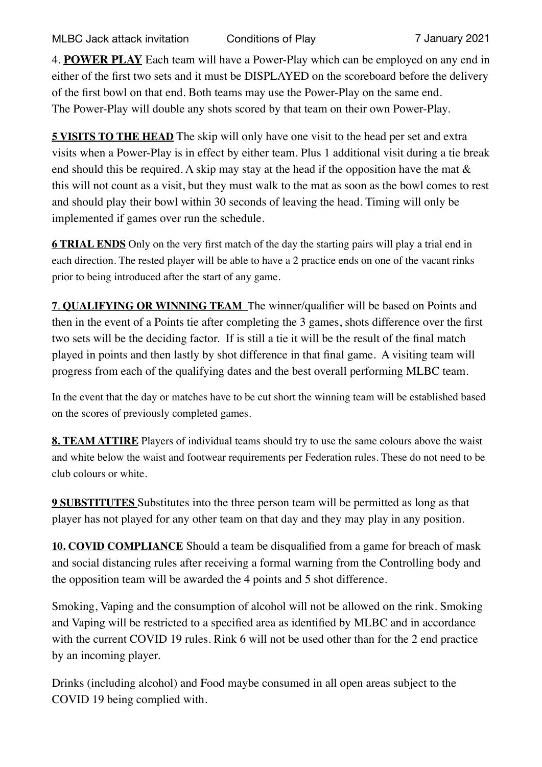4. **POWER PLAY** Each team will have a Power-Play which can be employed on any end in either of the first two sets and it must be DISPLAYED on the scoreboard before the delivery of the first bowl on that end. Both teams may use the Power-Play on the same end. The Power-Play will double any shots scored by that team on their own Power-Play.

**5 VISITS TO THE HEAD** The skip will only have one visit to the head per set and extra visits when a Power-Play is in effect by either team. Plus 1 additional visit during a tie break end should this be required. A skip may stay at the head if the opposition have the mat & this will not count as a visit, but they must walk to the mat as soon as the bowl comes to rest and should play their bowl within 30 seconds of leaving the head. Timing will only be implemented if games over run the schedule.

**6 TRIAL ENDS** Only on the very first match of the day the starting pairs will play a trial end in each direction. The rested player will be able to have a 2 practice ends on one of the vacant rinks prior to being introduced after the start of any game.

**7. QUALIFYING OR WINNING TEAM** The winner/qualifier will be based on Points and then in the event of a Points tie after completing the 3 games, shots difference over the first two sets will be the deciding factor. If is still a tie it will be the result of the final match played in points and then lastly by shot difference in that final game. A visiting team will progress from each of the qualifying dates and the best overall performing MLBC team.

In the event that the day or matches have to be cut short the winning team will be established based on the scores of previously completed games.

**8. TEAM ATTIRE** Players of individual teams should try to use the same colours above the waist and white below the waist and footwear requirements per Federation rules. These do not need to be club colours or white.

**9 SUBSTITUTES** Substitutes into the three person team will be permitted as long as that player has not played for any other team on that day and they may play in any position.

**10. COVID COMPLIANCE** Should a team be disqualified from a game for breach of mask and social distancing rules after receiving a formal warning from the Controlling body and the opposition team will be awarded the 4 points and 5 shot difference.

Smoking, Vaping and the consumption of alcohol will not be allowed on the rink. Smoking and Vaping will be restricted to a specified area as identified by MLBC and in accordance with the current COVID 19 rules. Rink 6 will not be used other than for the 2 end practice by an incoming player.

Drinks (including alcohol) and Food maybe consumed in all open areas subject to the COVID 19 being complied with.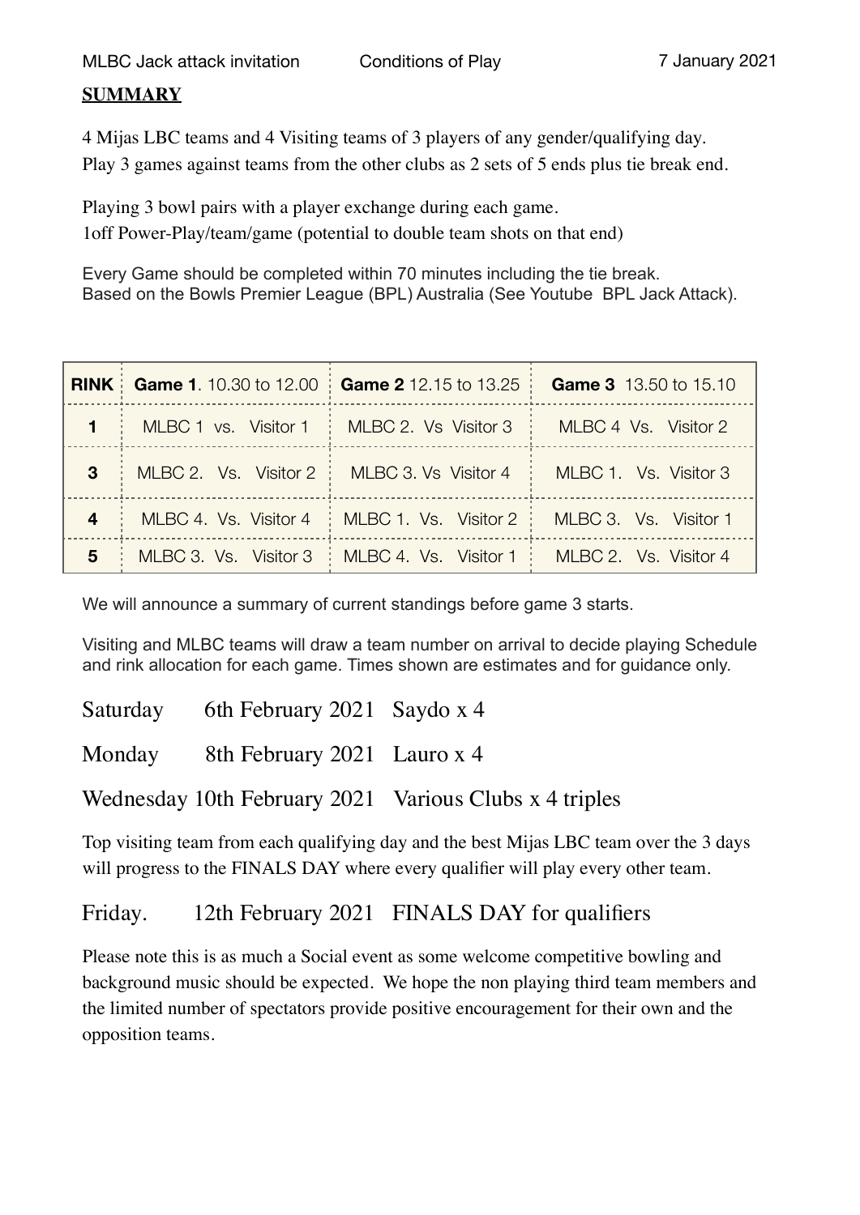MLBC Jack attack invitation    Conditions of Play    7 January 2021

**SUMMARY**

4 Mijas LBC teams and 4 Visiting teams of 3 players of any gender/qualifying day.
Play 3 games against teams from the other clubs as 2 sets of 5 ends plus tie break end.

Playing 3 bowl pairs with a player exchange during each game.
1off Power-Play/team/game (potential to double team shots on that end)

Every Game should be completed within 70 minutes including the tie break.
Based on the Bowls Premier League (BPL) Australia (See Youtube BPL Jack Attack).

| **RINK** | **Game 1**. 10.30 to 12.00 | **Game 2** 12.15 to 13.25 | **Game 3** 13.50 to 15.10 |
|---|---|---|---|
| **1** | MLBC 1 vs. Visitor 1 | MLBC 2. Vs Visitor 3 | MLBC 4 Vs. Visitor 2 |
| **3** | MLBC 2. Vs. Visitor 2 | MLBC 3. Vs Visitor 4 | MLBC 1. Vs. Visitor 3 |
| **4** | MLBC 4. Vs. Visitor 4 | MLBC 1. Vs. Visitor 2 | MLBC 3. Vs. Visitor 1 |
| **5** | MLBC 3. Vs. Visitor 3 | MLBC 4. Vs. Visitor 1 | MLBC 2. Vs. Visitor 4 |

We will announce a summary of current standings before game 3 starts.

Visiting and MLBC teams will draw a team number on arrival to decide playing Schedule and rink allocation for each game. Times shown are estimates and for guidance only.

Saturday 6th February 2021 Saydo x 4

Monday 8th February 2021 Lauro x 4

Wednesday 10th February 2021 Various Clubs x 4 triples

Top visiting team from each qualifying day and the best Mijas LBC team over the 3 days will progress to the FINALS DAY where every qualifier will play every other team.

Friday. 12th February 2021 FINALS DAY for qualifiers

Please note this is as much a Social event as some welcome competitive bowling and background music should be expected. We hope the non playing third team members and the limited number of spectators provide positive encouragement for their own and the opposition teams.